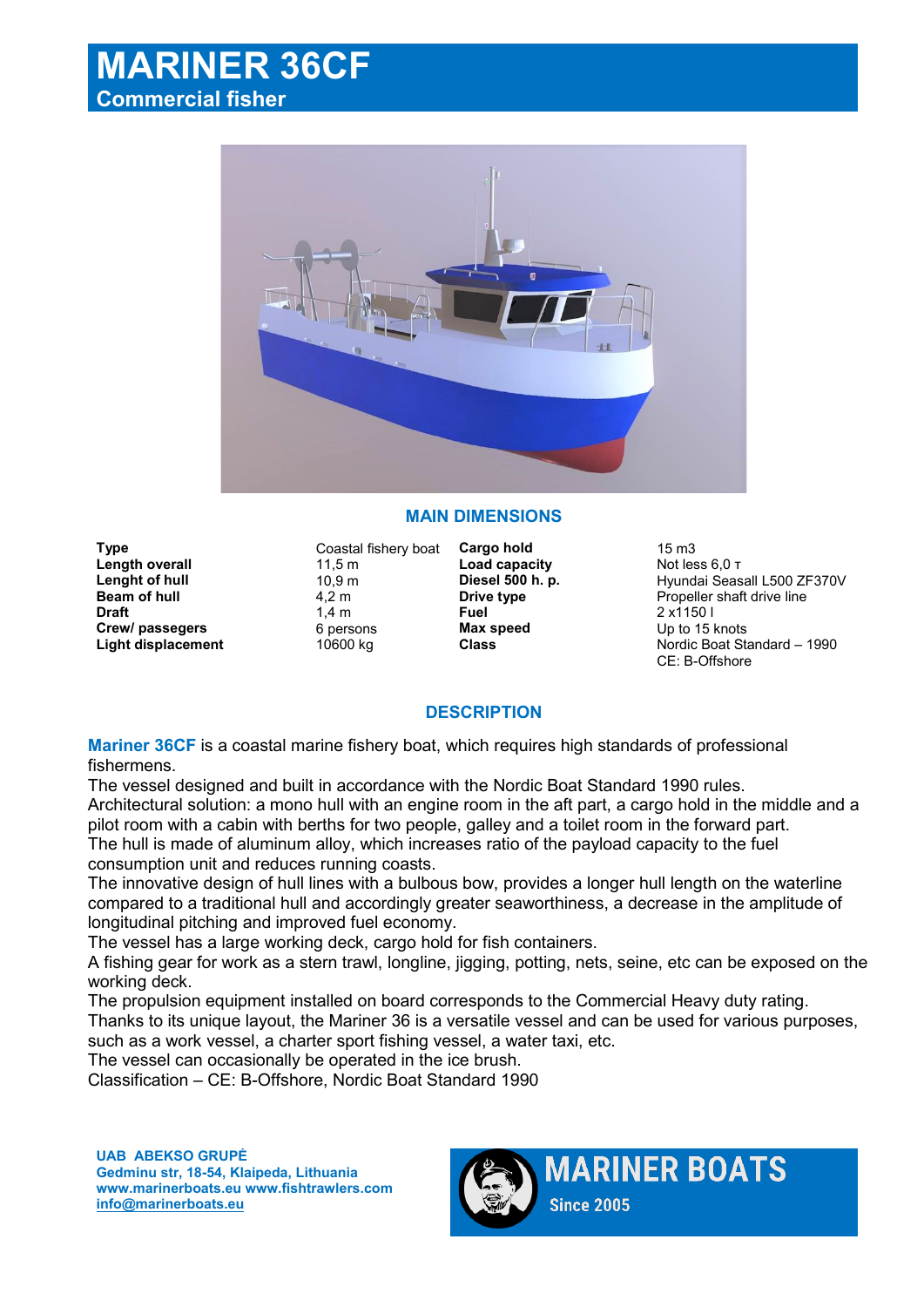# MARINER 36CF
## Commercial fisher

## MAIN DIMENSIONS

| | | | |
|---|---|---|---|
| **Type** | Coastal fishery boat | **Cargo hold** | 15 m3 |
| **Length overall** | 11,5 m | **Load capacity** | Not less 6,0 т |
| **Lenght of hull** | 10,9 m | **Diesel 500 h. p.** | Hyundai Seasall L500 ZF370V |
| **Beam of hull** | 4,2 m | **Drive type** | Propeller shaft drive line |
| **Draft** | 1,4 m | **Fuel** | 2 x1150 l |
| **Crew/ passegers** | 6 persons | **Max speed** | Up to 15 knots |
| **Light displacement** | 10600 kg | **Class** | Nordic Boat Standard – 1990<br>CE: B-Offshore |

## DESCRIPTION

**Mariner 36CF** is a coastal marine fishery boat, which requires high standards of professional fishermens.
The vessel designed and built in accordance with the Nordic Boat Standard 1990 rules.
Architectural solution: a mono hull with an engine room in the aft part, a cargo hold in the middle and a pilot room with a cabin with berths for two people, galley and a toilet room in the forward part.
The hull is made of aluminum alloy, which increases ratio of the payload capacity to the fuel consumption unit and reduces running coasts.
The innovative design of hull lines with a bulbous bow, provides a longer hull length on the waterline compared to a traditional hull and accordingly greater seaworthiness, a decrease in the amplitude of longitudinal pitching and improved fuel economy.
The vessel has a large working deck, cargo hold for fish containers.
A fishing gear for work as a stern trawl, longline, jigging, potting, nets, seine, etc can be exposed on the working deck.
The propulsion equipment installed on board corresponds to the Commercial Heavy duty rating.
Thanks to its unique layout, the Mariner 36 is a versatile vessel and can be used for various purposes, such as a work vessel, a charter sport fishing vessel, a water taxi, etc.
The vessel can occasionally be operated in the ice brush.
Classification – CE: B-Offshore, Nordic Boat Standard 1990

**UAB ABEKSO GRUPĖ**
**Gedminu str, 18-54, Klaipeda, Lithuania**
**www.marinerboats.eu www.fishtrawlers.com**
**info@marinerboats.eu**

**MARINER BOATS**
**Since 2005**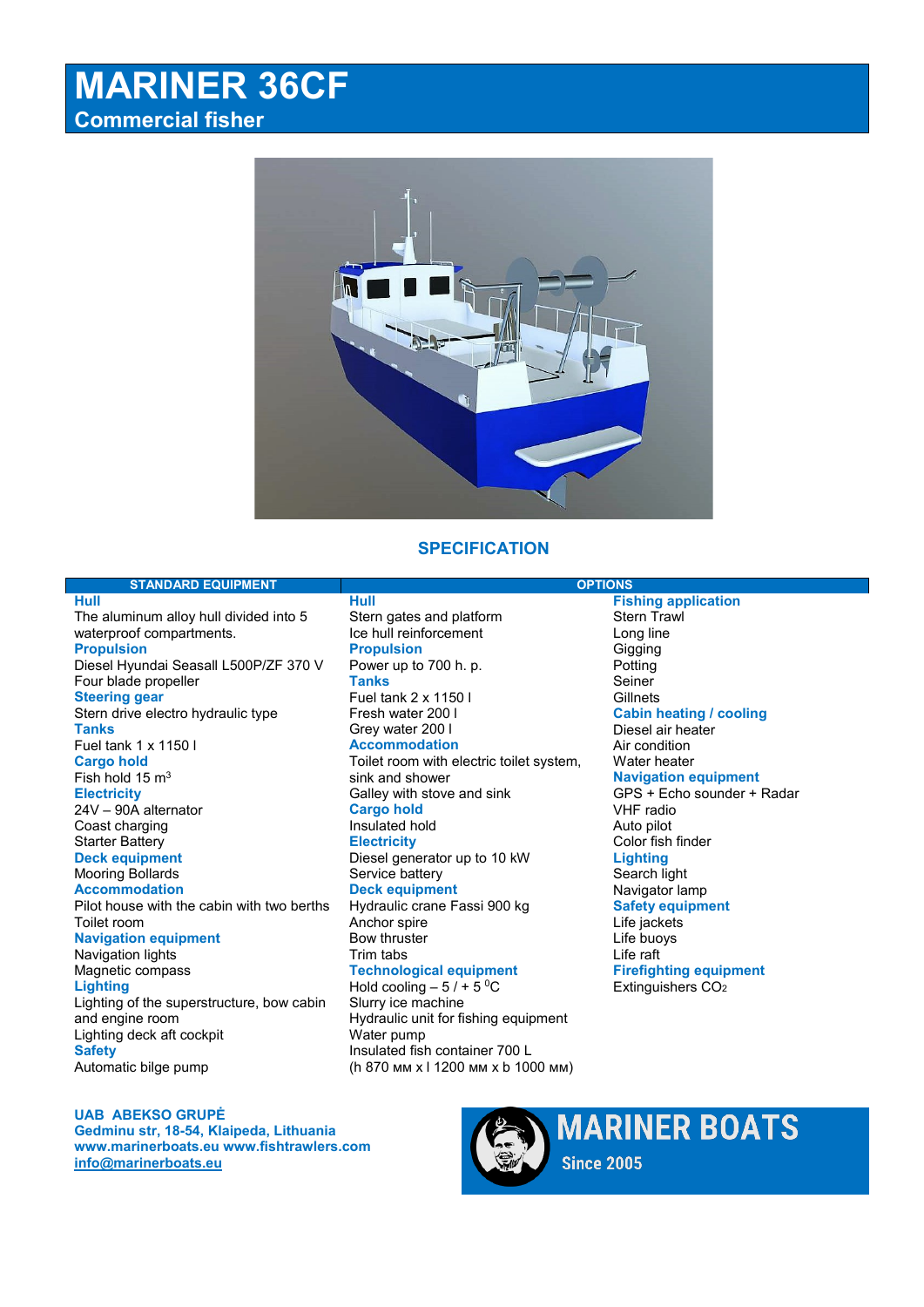# MARINER 36CF

## Commercial fisher

## SPECIFICATION

### STANDARD EQUIPMENT

**Hull**
The aluminum alloy hull divided into 5 waterproof compartments.

**Propulsion**
Diesel Hyundai Seasall L500P/ZF 370 V
Four blade propeller

**Steering gear**
Stern drive electro hydraulic type

**Tanks**
Fuel tank 1 x 1150 l

**Cargo hold**
Fish hold 15 $m^3$

**Electricity**
24V – 90A alternator
Coast charging
Starter Battery

**Deck equipment**
Mooring Bollards

**Accommodation**
Pilot house with the cabin with two berths
Toilet room

**Navigation equipment**
Navigation lights
Magnetic compass

**Lighting**
Lighting of the superstructure, bow cabin and engine room
Lighting deck aft cockpit

**Safety**
Automatic bilge pump

### OPTIONS

**Hull**
Stern gates and platform
Ice hull reinforcement

**Propulsion**
Power up to 700 h. p.

**Tanks**
Fuel tank 2 x 1150 l
Fresh water 200 l
Grey water 200 l

**Accommodation**
Toilet room with electric toilet system, sink and shower
Galley with stove and sink

**Cargo hold**
Insulated hold

**Electricity**
Diesel generator up to 10 kW
Service battery

**Deck equipment**
Hydraulic crane Fassi 900 kg
Anchor spire
Bow thruster
Trim tabs

**Technological equipment**
Hold cooling – 5 / + 5 $^0$C
Slurry ice machine
Hydraulic unit for fishing equipment
Water pump
Insulated fish container 700 L
(h 870 мм x l 1200 мм x b 1000 мм)

**Fishing application**
Stern Trawl
Long line
Gigging
Potting
Seiner
Gillnets

**Cabin heating / cooling**
Diesel air heater
Air condition
Water heater

**Navigation equipment**
GPS + Echo sounder + Radar
VHF radio
Auto pilot
Color fish finder

**Lighting**
Search light
Navigator lamp

**Safety equipment**
Life jackets
Life buoys
Life raft

**Firefighting equipment**
Extinguishers $CO_2$

**UAB ABEKSO GRUPĖ**
**Gedminu str, 18-54, Klaipeda, Lithuania**
**www.marinerboats.eu www.fishtrawlers.com**
**info@marinerboats.eu**

MARINER BOATS
Since 2005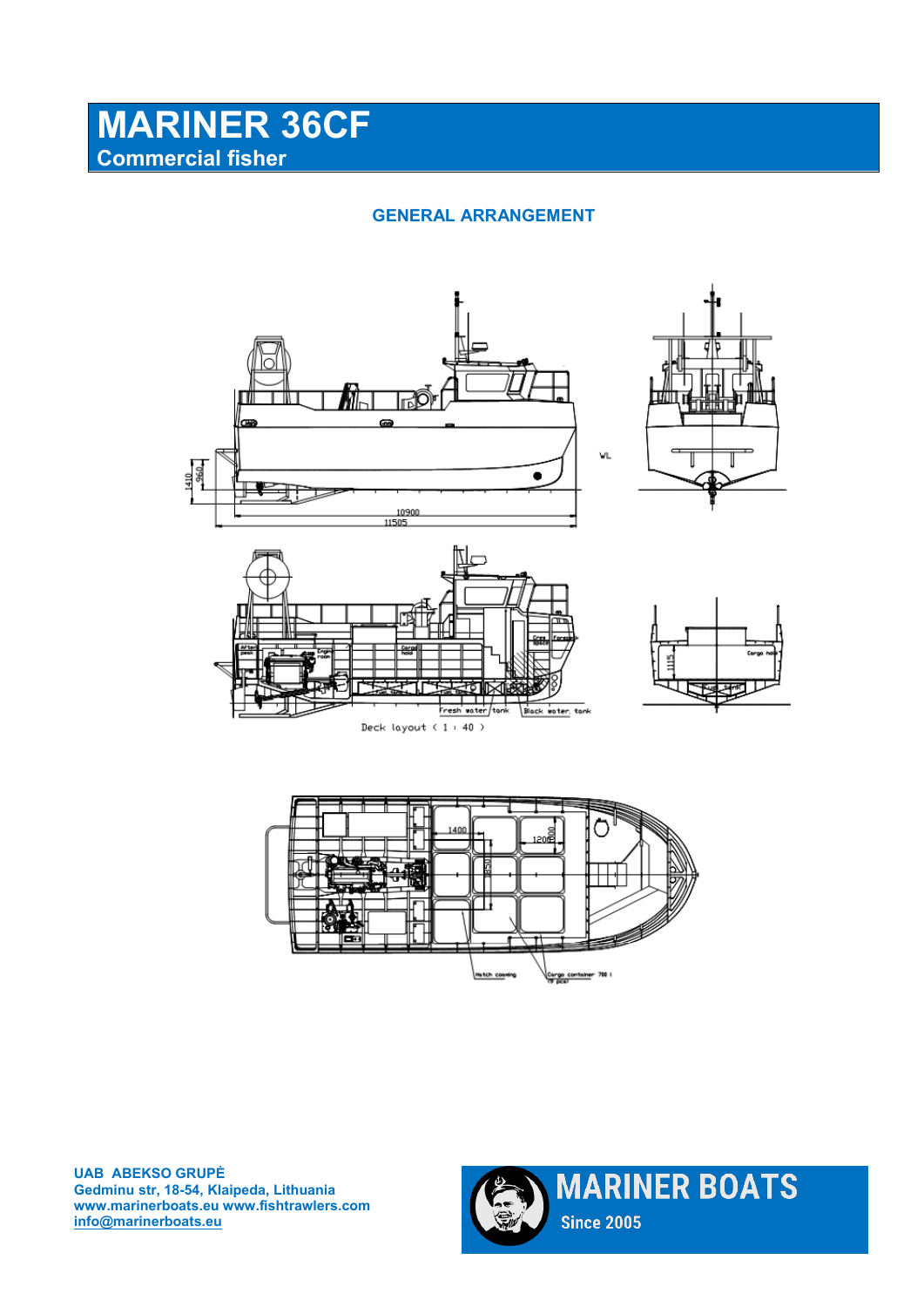# MARINER 36CF

**Commercial fisher**

## GENERAL ARRANGEMENT

Deck layout ( 1 : 40 )

**UAB ABEKSO GRUPĖ**
**Gedminu str, 18-54, Klaipeda, Lithuania**
**www.marinerboats.eu www.fishtrawlers.com**
**info@marinerboats.eu**

MARINER BOATS
Since 2005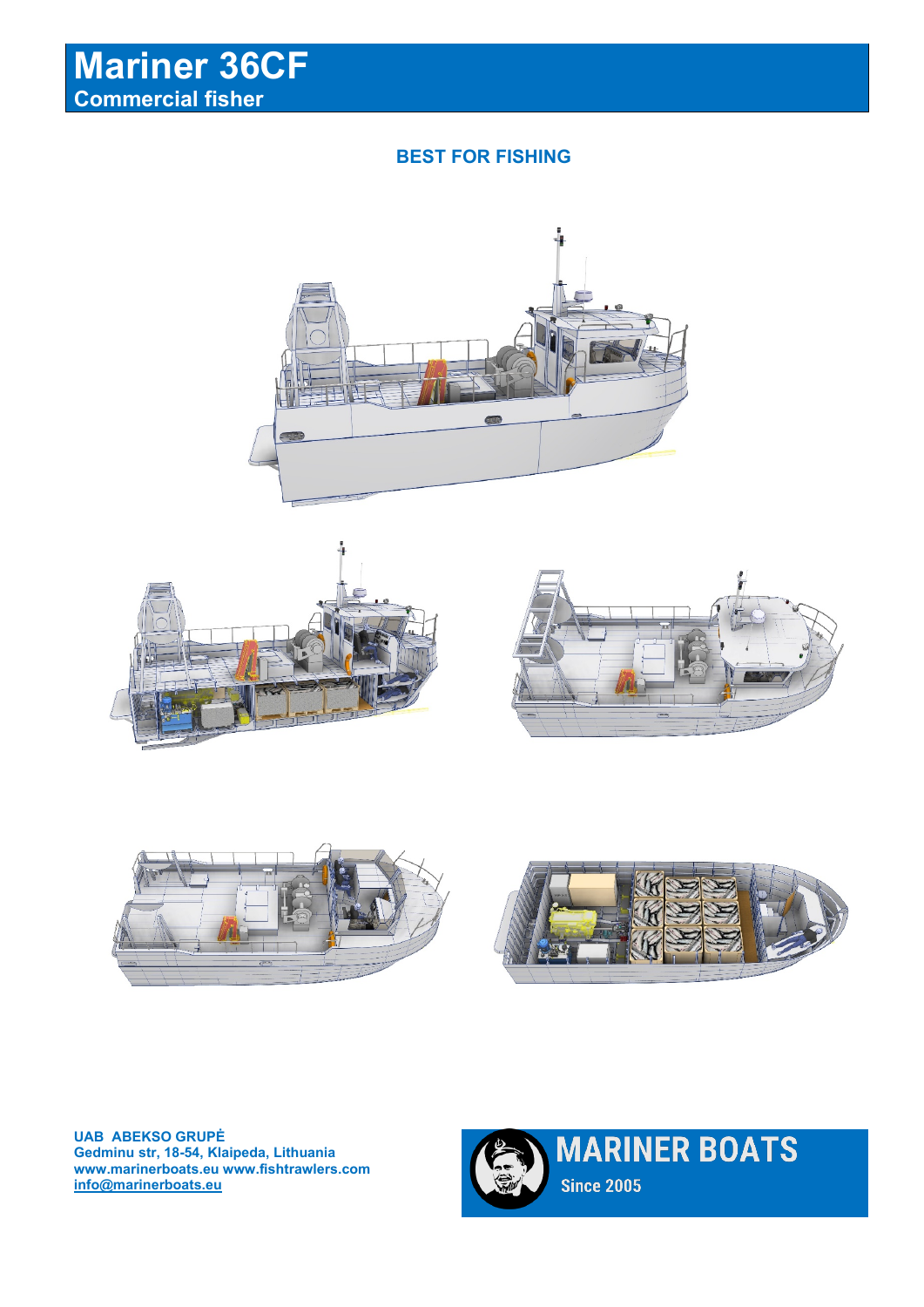# Mariner 36CF

## Commercial fisher

**BEST FOR FISHING**

**UAB ABEKSO GRUPĖ**
**Gedminu str, 18-54, Klaipeda, Lithuania**
**www.marinerboats.eu www.fishtrawlers.com**
**info@marinerboats.eu**

MARINER BOATS
Since 2005